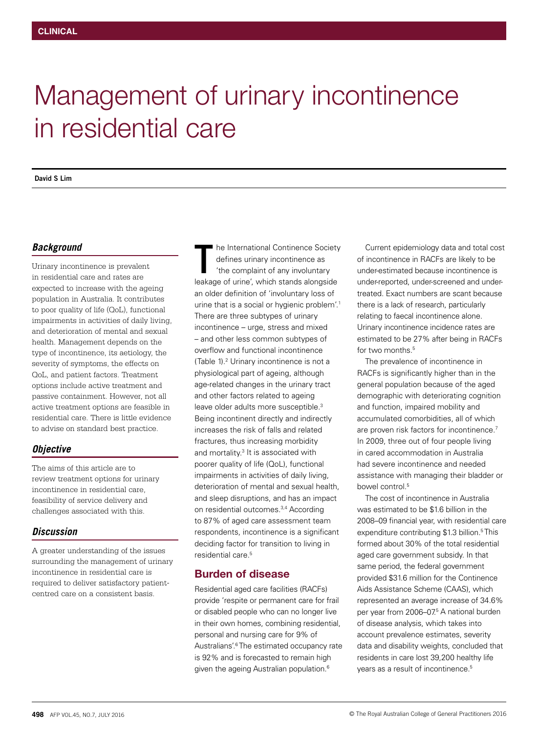# Management of urinary incontinence in residential care

**David S Lim**

### *Background*

Urinary incontinence is prevalent in residential care and rates are expected to increase with the ageing population in Australia. It contributes to poor quality of life (QoL), functional impairments in activities of daily living, and deterioration of mental and sexual health. Management depends on the type of incontinence, its aetiology, the severity of symptoms, the effects on QoL, and patient factors. Treatment options include active treatment and passive containment. However, not all active treatment options are feasible in residential care. There is little evidence to advise on standard best practice.

### *Objective*

The aims of this article are to review treatment options for urinary incontinence in residential care, feasibility of service delivery and challenges associated with this.

### *Discussion*

A greater understanding of the issues surrounding the management of urinary incontinence in residential care is required to deliver satisfactory patient-centred care on a consistent basis.

The International Continence Society defines urinary incontinence as 'the complaint of any involuntary leakage of urine', which stands alongside an older definition of 'involuntary loss of urine that is a social or hygienic problem'.[1] There are three subtypes of urinary incontinence – urge, stress and mixed – and other less common subtypes of overflow and functional incontinence (Table 1).[2] Urinary incontinence is not a physiological part of ageing, although age-related changes in the urinary tract and other factors related to ageing leave older adults more susceptible.[3] Being incontinent directly and indirectly increases the risk of falls and related fractures, thus increasing morbidity and mortality.[3] It is associated with poorer quality of life (QoL), functional impairments in activities of daily living, deterioration of mental and sexual health, and sleep disruptions, and has an impact on residential outcomes.[3,4] According to 87% of aged care assessment team respondents, incontinence is a significant deciding factor for transition to living in residential care.[5]

## Burden of disease

Residential aged care facilities (RACFs) provide 'respite or permanent care for frail or disabled people who can no longer live in their own homes, combining residential, personal and nursing care for 9% of Australians'.[6] The estimated occupancy rate is 92% and is forecasted to remain high given the ageing Australian population.[6]

Current epidemiology data and total cost of incontinence in RACFs are likely to be under-estimated because incontinence is under-reported, under-screened and under-treated. Exact numbers are scant because there is a lack of research, particularly relating to faecal incontinence alone. Urinary incontinence incidence rates are estimated to be 27% after being in RACFs for two months.[5]

The prevalence of incontinence in RACFs is significantly higher than in the general population because of the aged demographic with deteriorating cognition and function, impaired mobility and accumulated comorbidities, all of which are proven risk factors for incontinence.[7] In 2009, three out of four people living in cared accommodation in Australia had severe incontinence and needed assistance with managing their bladder or bowel control.[5]

The cost of incontinence in Australia was estimated to be $1.6 billion in the 2008–09 financial year, with residential care expenditure contributing $1.3 billion.[5] This formed about 30% of the total residential aged care government subsidy. In that same period, the federal government provided $31.6 million for the Continence Aids Assistance Scheme (CAAS), which represented an average increase of 34.6% per year from 2006–07.[5] A national burden of disease analysis, which takes into account prevalence estimates, severity data and disability weights, concluded that residents in care lost 39,200 healthy life years as a result of incontinence.[5]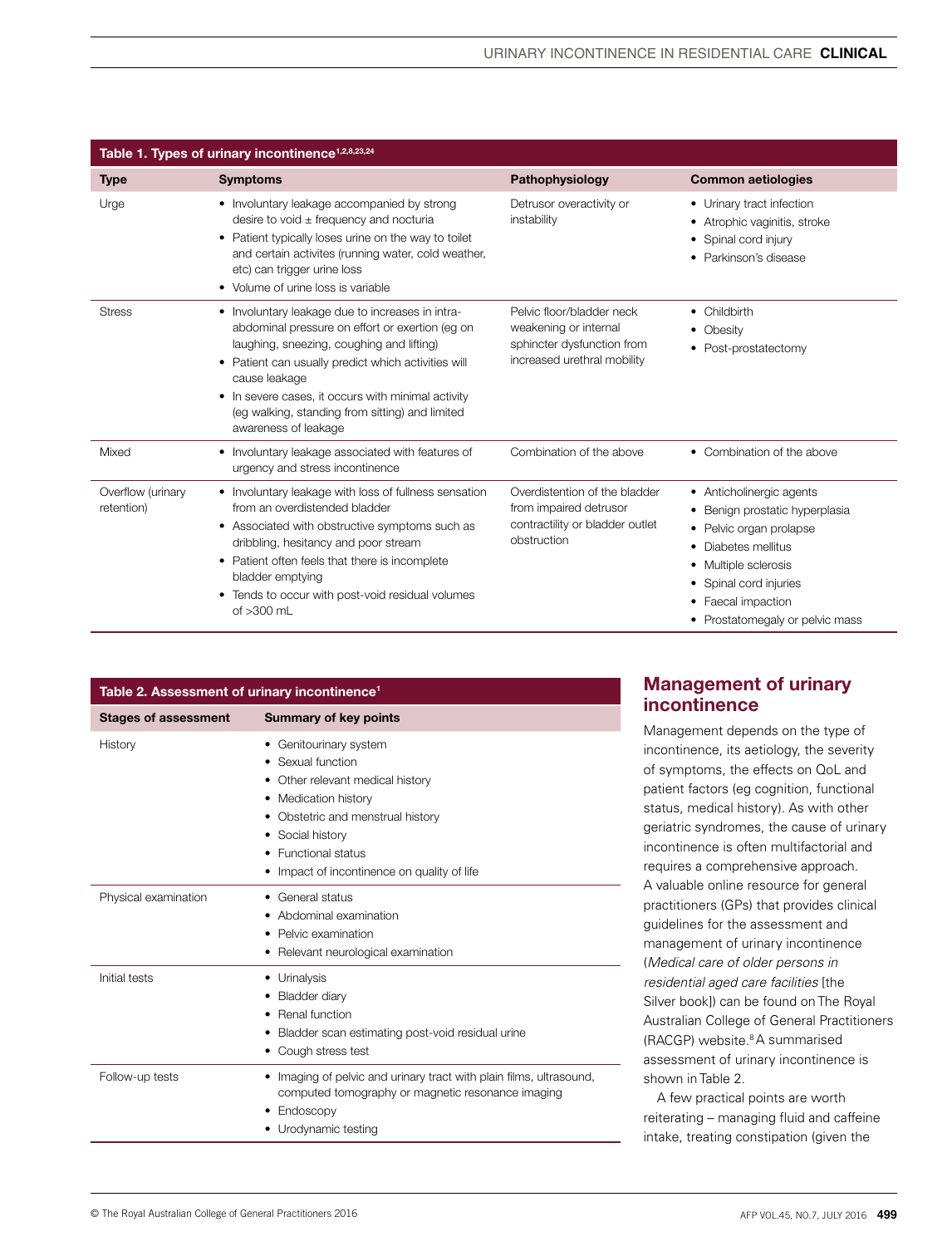**Table 1. Types of urinary incontinence[1,2,8,23,24]**

| Type | Symptoms | Pathophysiology | Common aetiologies |
|---|---|---|---|
| Urge | • Involuntary leakage accompanied by strong desire to void ± frequency and nocturia<br>• Patient typically loses urine on the way to toilet and certain activites (running water, cold weather, etc) can trigger urine loss<br>• Volume of urine loss is variable | Detrusor overactivity or instability | • Urinary tract infection<br>• Atrophic vaginitis, stroke<br>• Spinal cord injury<br>• Parkinson's disease |
| Stress | • Involuntary leakage due to increases in intra-abdominal pressure on effort or exertion (eg on laughing, sneezing, coughing and lifting)<br>• Patient can usually predict which activities will cause leakage<br>• In severe cases, it occurs with minimal activity (eg walking, standing from sitting) and limited awareness of leakage | Pelvic floor/bladder neck weakening or internal sphincter dysfunction from increased urethral mobility | • Childbirth<br>• Obesity<br>• Post-prostatectomy |
| Mixed | • Involuntary leakage associated with features of urgency and stress incontinence | Combination of the above | • Combination of the above |
| Overflow (urinary retention) | • Involuntary leakage with loss of fullness sensation from an overdistended bladder<br>• Associated with obstructive symptoms such as dribbling, hesitancy and poor stream<br>• Patient often feels that there is incomplete bladder emptying<br>• Tends to occur with post-void residual volumes of >300 mL | Overdistention of the bladder from impaired detrusor contractility or bladder outlet obstruction | • Anticholinergic agents<br>• Benign prostatic hyperplasia<br>• Pelvic organ prolapse<br>• Diabetes mellitus<br>• Multiple sclerosis<br>• Spinal cord injuries<br>• Faecal impaction<br>• Prostatomegaly or pelvic mass |

**Table 2. Assessment of urinary incontinence[1]**

| Stages of assessment | Summary of key points |
|---|---|
| History | • Genitourinary system<br>• Sexual function<br>• Other relevant medical history<br>• Medication history<br>• Obstetric and menstrual history<br>• Social history<br>• Functional status<br>• Impact of incontinence on quality of life |
| Physical examination | • General status<br>• Abdominal examination<br>• Pelvic examination<br>• Relevant neurological examination |
| Initial tests | • Urinalysis<br>• Bladder diary<br>• Renal function<br>• Bladder scan estimating post-void residual urine<br>• Cough stress test |
| Follow-up tests | • Imaging of pelvic and urinary tract with plain films, ultrasound, computed tomography or magnetic resonance imaging<br>• Endoscopy<br>• Urodynamic testing |

## Management of urinary incontinence

Management depends on the type of incontinence, its aetiology, the severity of symptoms, the effects on QoL and patient factors (eg cognition, functional status, medical history). As with other geriatric syndromes, the cause of urinary incontinence is often multifactorial and requires a comprehensive approach. A valuable online resource for general practitioners (GPs) that provides clinical guidelines for the assessment and management of urinary incontinence (*Medical care of older persons in residential aged care facilities* [the Silver book]) can be found on The Royal Australian College of General Practitioners (RACGP) website.[8] A summarised assessment of urinary incontinence is shown in Table 2.

A few practical points are worth reiterating – managing fluid and caffeine intake, treating constipation (given the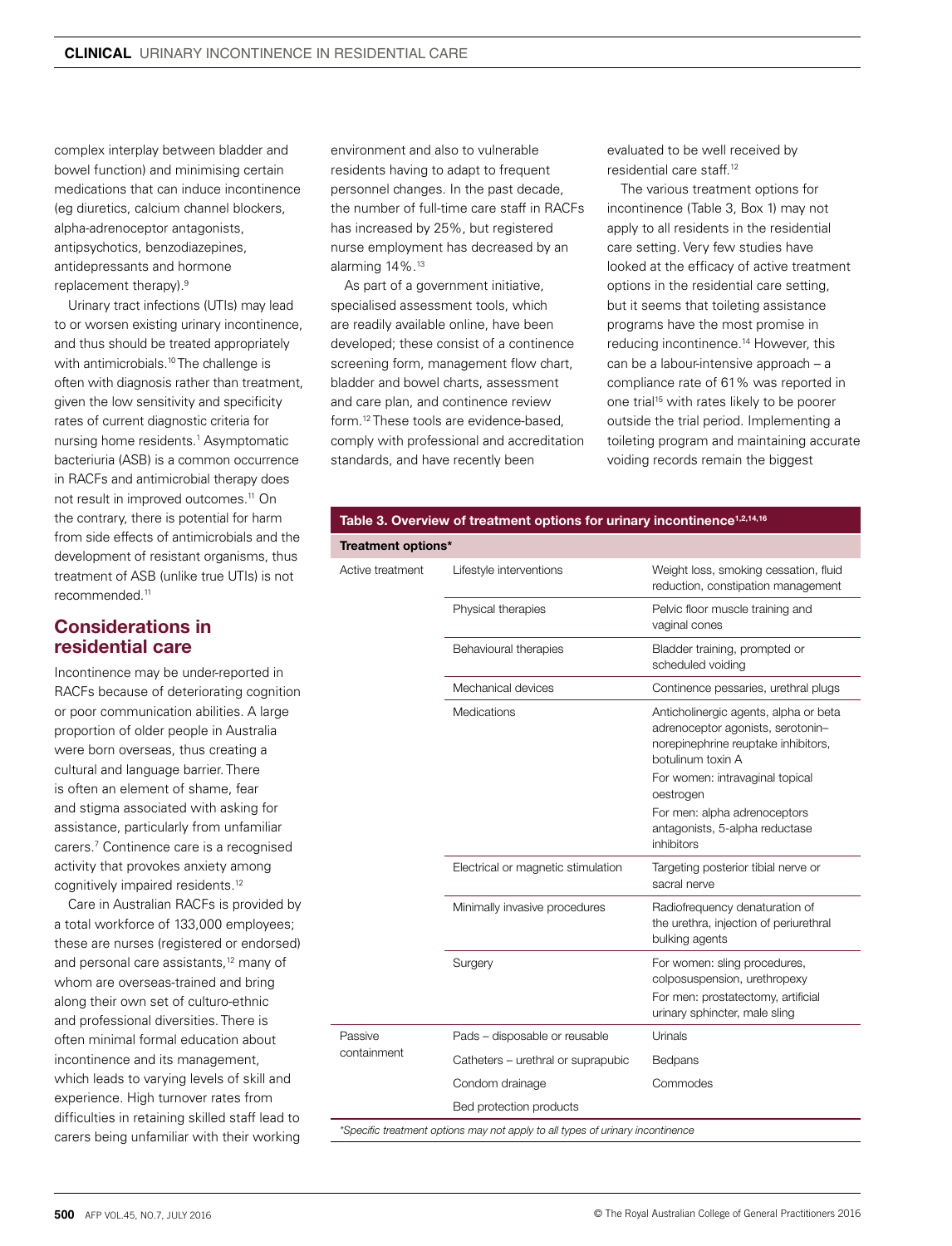complex interplay between bladder and bowel function) and minimising certain medications that can induce incontinence (eg diuretics, calcium channel blockers, alpha-adrenoceptor antagonists, antipsychotics, benzodiazepines, antidepressants and hormone replacement therapy).[9]

Urinary tract infections (UTIs) may lead to or worsen existing urinary incontinence, and thus should be treated appropriately with antimicrobials.[10] The challenge is often with diagnosis rather than treatment, given the low sensitivity and specificity rates of current diagnostic criteria for nursing home residents.[1] Asymptomatic bacteriuria (ASB) is a common occurrence in RACFs and antimicrobial therapy does not result in improved outcomes.[11] On the contrary, there is potential for harm from side effects of antimicrobials and the development of resistant organisms, thus treatment of ASB (unlike true UTIs) is not recommended.[11]

## Considerations in residential care

Incontinence may be under-reported in RACFs because of deteriorating cognition or poor communication abilities. A large proportion of older people in Australia were born overseas, thus creating a cultural and language barrier. There is often an element of shame, fear and stigma associated with asking for assistance, particularly from unfamiliar carers.[7] Continence care is a recognised activity that provokes anxiety among cognitively impaired residents.[12]

Care in Australian RACFs is provided by a total workforce of 133,000 employees; these are nurses (registered or endorsed) and personal care assistants,[12] many of whom are overseas-trained and bring along their own set of culturo-ethnic and professional diversities. There is often minimal formal education about incontinence and its management, which leads to varying levels of skill and experience. High turnover rates from difficulties in retaining skilled staff lead to carers being unfamiliar with their working environment and also to vulnerable residents having to adapt to frequent personnel changes. In the past decade, the number of full-time care staff in RACFs has increased by 25%, but registered nurse employment has decreased by an alarming 14%.[13]

As part of a government initiative, specialised assessment tools, which are readily available online, have been developed; these consist of a continence screening form, management flow chart, bladder and bowel charts, assessment and care plan, and continence review form.[12] These tools are evidence-based, comply with professional and accreditation standards, and have recently been evaluated to be well received by residential care staff.[12]

The various treatment options for incontinence (Table 3, Box 1) may not apply to all residents in the residential care setting. Very few studies have looked at the efficacy of active treatment options in the residential care setting, but it seems that toileting assistance programs have the most promise in reducing incontinence.[14] However, this can be a labour-intensive approach – a compliance rate of 61% was reported in one trial[15] with rates likely to be poorer outside the trial period. Implementing a toileting program and maintaining accurate voiding records remain the biggest

**Table 3. Overview of treatment options for urinary incontinence[1,2,14,16]**

| Treatment options* | | |
|---|---|---|
| Active treatment | Lifestyle interventions | Weight loss, smoking cessation, fluid reduction, constipation management |
| | Physical therapies | Pelvic floor muscle training and vaginal cones |
| | Behavioural therapies | Bladder training, prompted or scheduled voiding |
| | Mechanical devices | Continence pessaries, urethral plugs |
| | Medications | Anticholinergic agents, alpha or beta adrenoceptor agonists, serotonin–norepinephrine reuptake inhibitors, botulinum toxin A<br>For women: intravaginal topical oestrogen<br>For men: alpha adrenoceptors antagonists, 5-alpha reductase inhibitors |
| | Electrical or magnetic stimulation | Targeting posterior tibial nerve or sacral nerve |
| | Minimally invasive procedures | Radiofrequency denaturation of the urethra, injection of periurethral bulking agents |
| | Surgery | For women: sling procedures, colposuspension, urethropexy<br>For men: prostatectomy, artificial urinary sphincter, male sling |
| Passive containment | Pads – disposable or reusable | Urinals |
| | Catheters – urethral or suprapubic | Bedpans |
| | Condom drainage | Commodes |
| | Bed protection products | |

*\*Specific treatment options may not apply to all types of urinary incontinence*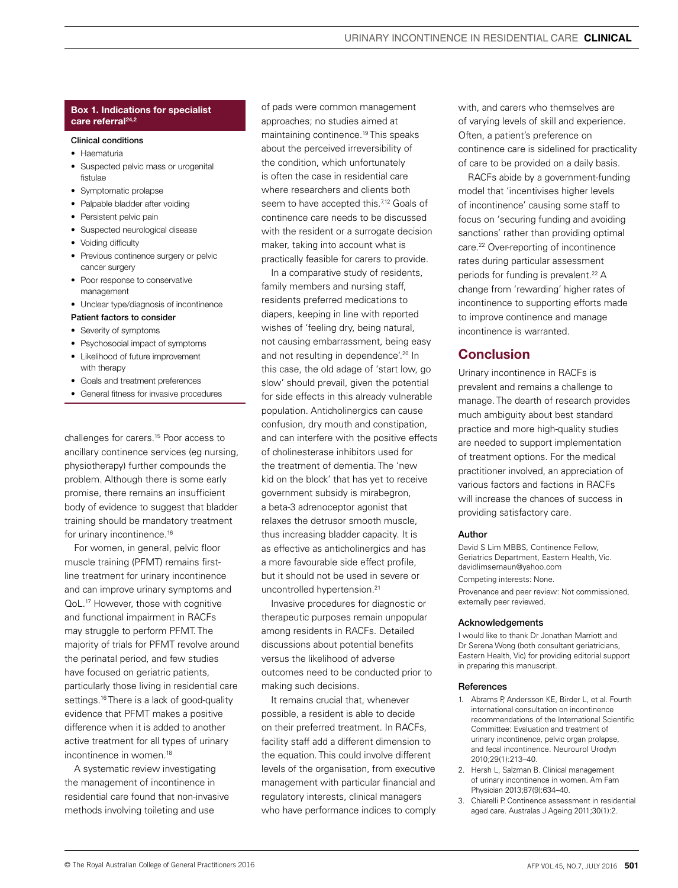**Box 1. Indications for specialist care referral[24,2]**

**Clinical conditions**

- Haematuria
- Suspected pelvic mass or urogenital fistulae
- Symptomatic prolapse
- Palpable bladder after voiding
- Persistent pelvic pain
- Suspected neurological disease
- Voiding difficulty
- Previous continence surgery or pelvic cancer surgery
- Poor response to conservative management
- Unclear type/diagnosis of incontinence

**Patient factors to consider**

- Severity of symptoms
- Psychosocial impact of symptoms
- Likelihood of future improvement with therapy
- Goals and treatment preferences
- General fitness for invasive procedures

challenges for carers.[15] Poor access to ancillary continence services (eg nursing, physiotherapy) further compounds the problem. Although there is some early promise, there remains an insufficient body of evidence to suggest that bladder training should be mandatory treatment for urinary incontinence.[16]

For women, in general, pelvic floor muscle training (PFMT) remains first-line treatment for urinary incontinence and can improve urinary symptoms and QoL.[17] However, those with cognitive and functional impairment in RACFs may struggle to perform PFMT. The majority of trials for PFMT revolve around the perinatal period, and few studies have focused on geriatric patients, particularly those living in residential care settings.[16] There is a lack of good-quality evidence that PFMT makes a positive difference when it is added to another active treatment for all types of urinary incontinence in women.[18]

A systematic review investigating the management of incontinence in residential care found that non-invasive methods involving toileting and use of pads were common management approaches; no studies aimed at maintaining continence.[19] This speaks about the perceived irreversibility of the condition, which unfortunately is often the case in residential care where researchers and clients both seem to have accepted this.[7,12] Goals of continence care needs to be discussed with the resident or a surrogate decision maker, taking into account what is practically feasible for carers to provide.

In a comparative study of residents, family members and nursing staff, residents preferred medications to diapers, keeping in line with reported wishes of 'feeling dry, being natural, not causing embarrassment, being easy and not resulting in dependence'.[20] In this case, the old adage of 'start low, go slow' should prevail, given the potential for side effects in this already vulnerable population. Anticholinergics can cause confusion, dry mouth and constipation, and can interfere with the positive effects of cholinesterase inhibitors used for the treatment of dementia. The 'new kid on the block' that has yet to receive government subsidy is mirabegron, a beta-3 adrenoceptor agonist that relaxes the detrusor smooth muscle, thus increasing bladder capacity. It is as effective as anticholinergics and has a more favourable side effect profile, but it should not be used in severe or uncontrolled hypertension.[21]

Invasive procedures for diagnostic or therapeutic purposes remain unpopular among residents in RACFs. Detailed discussions about potential benefits versus the likelihood of adverse outcomes need to be conducted prior to making such decisions.

It remains crucial that, whenever possible, a resident is able to decide on their preferred treatment. In RACFs, facility staff add a different dimension to the equation. This could involve different levels of the organisation, from executive management with particular financial and regulatory interests, clinical managers who have performance indices to comply with, and carers who themselves are of varying levels of skill and experience. Often, a patient's preference on continence care is sidelined for practicality of care to be provided on a daily basis.

RACFs abide by a government-funding model that 'incentivises higher levels of incontinence' causing some staff to focus on 'securing funding and avoiding sanctions' rather than providing optimal care.[22] Over-reporting of incontinence rates during particular assessment periods for funding is prevalent.[22] A change from 'rewarding' higher rates of incontinence to supporting efforts made to improve continence and manage incontinence is warranted.

## Conclusion

Urinary incontinence in RACFs is prevalent and remains a challenge to manage. The dearth of research provides much ambiguity about best standard practice and more high-quality studies are needed to support implementation of treatment options. For the medical practitioner involved, an appreciation of various factors and factions in RACFs will increase the chances of success in providing satisfactory care.

### Author

David S Lim MBBS, Continence Fellow, Geriatrics Department, Eastern Health, Vic. davidlimsernaun@yahoo.com

Competing interests: None.

Provenance and peer review: Not commissioned, externally peer reviewed.

### Acknowledgements

I would like to thank Dr Jonathan Marriott and Dr Serena Wong (both consultant geriatricians, Eastern Health, Vic) for providing editorial support in preparing this manuscript.

### References

1. Abrams P, Andersson KE, Birder L, et al. Fourth international consultation on incontinence recommendations of the International Scientific Committee: Evaluation and treatment of urinary incontinence, pelvic organ prolapse, and fecal incontinence. Neurourol Urodyn 2010;29(1):213–40.
2. Hersh L, Salzman B. Clinical management of urinary incontinence in women. Am Fam Physician 2013;87(9):634–40.
3. Chiarelli P. Continence assessment in residential aged care. Australas J Ageing 2011;30(1):2.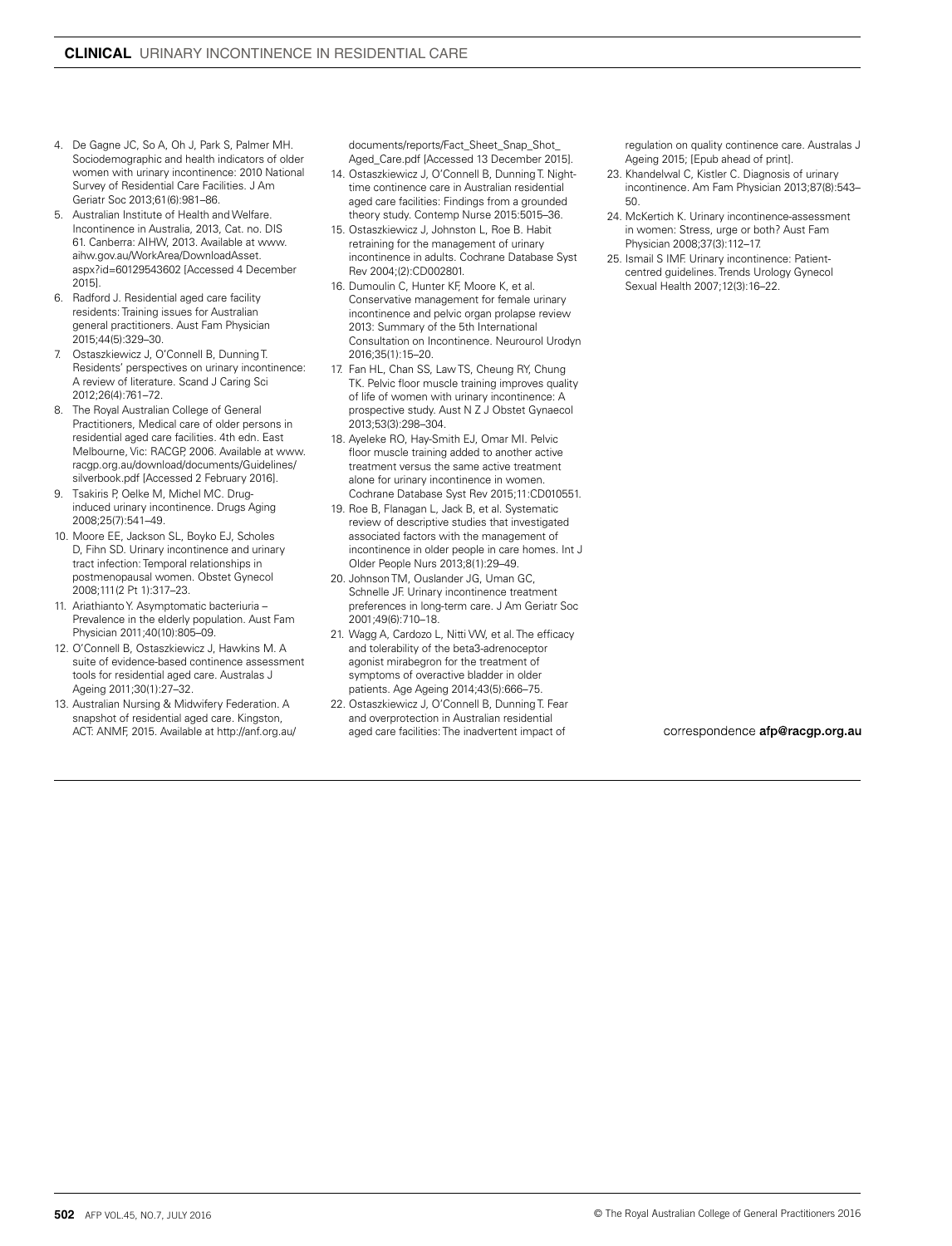4. De Gagne JC, So A, Oh J, Park S, Palmer MH. Sociodemographic and health indicators of older women with urinary incontinence: 2010 National Survey of Residential Care Facilities. J Am Geriatr Soc 2013;61(6):981–86.
5. Australian Institute of Health and Welfare. Incontinence in Australia, 2013, Cat. no. DIS 61. Canberra: AIHW, 2013. Available at www.aihw.gov.au/WorkArea/DownloadAsset.aspx?id=60129543602 [Accessed 4 December 2015].
6. Radford J. Residential aged care facility residents: Training issues for Australian general practitioners. Aust Fam Physician 2015;44(5):329–30.
7. Ostaszkiewicz J, O'Connell B, Dunning T. Residents' perspectives on urinary incontinence: A review of literature. Scand J Caring Sci 2012;26(4):761–72.
8. The Royal Australian College of General Practitioners, Medical care of older persons in residential aged care facilities. 4th edn. East Melbourne, Vic: RACGP, 2006. Available at www.racgp.org.au/download/documents/Guidelines/silverbook.pdf [Accessed 2 February 2016].
9. Tsakiris P, Oelke M, Michel MC. Drug-induced urinary incontinence. Drugs Aging 2008;25(7):541–49.
10. Moore EE, Jackson SL, Boyko EJ, Scholes D, Fihn SD. Urinary incontinence and urinary tract infection: Temporal relationships in postmenopausal women. Obstet Gynecol 2008;111(2 Pt 1):317–23.
11. Ariathianto Y. Asymptomatic bacteriuria – Prevalence in the elderly population. Aust Fam Physician 2011;40(10):805–09.
12. O'Connell B, Ostaszkiewicz J, Hawkins M. A suite of evidence-based continence assessment tools for residential aged care. Australas J Ageing 2011;30(1):27–32.
13. Australian Nursing & Midwifery Federation. A snapshot of residential aged care. Kingston, ACT: ANMF, 2015. Available at http://anf.org.au/documents/reports/Fact_Sheet_Snap_Shot_Aged_Care.pdf [Accessed 13 December 2015].
14. Ostaszkiewicz J, O'Connell B, Dunning T. Night-time continence care in Australian residential aged care facilities: Findings from a grounded theory study. Contemp Nurse 2015:5015–36.
15. Ostaszkiewicz J, Johnston L, Roe B. Habit retraining for the management of urinary incontinence in adults. Cochrane Database Syst Rev 2004;(2):CD002801.
16. Dumoulin C, Hunter KF, Moore K, et al. Conservative management for female urinary incontinence and pelvic organ prolapse review 2013: Summary of the 5th International Consultation on Incontinence. Neurourol Urodyn 2016;35(1):15–20.
17. Fan HL, Chan SS, Law TS, Cheung RY, Chung TK. Pelvic floor muscle training improves quality of life of women with urinary incontinence: A prospective study. Aust N Z J Obstet Gynaecol 2013;53(3):298–304.
18. Ayeleke RO, Hay-Smith EJ, Omar MI. Pelvic floor muscle training added to another active treatment versus the same active treatment alone for urinary incontinence in women. Cochrane Database Syst Rev 2015;11:CD010551.
19. Roe B, Flanagan L, Jack B, et al. Systematic review of descriptive studies that investigated associated factors with the management of incontinence in older people in care homes. Int J Older People Nurs 2013;8(1):29–49.
20. Johnson TM, Ouslander JG, Uman GC, Schnelle JF. Urinary incontinence treatment preferences in long-term care. J Am Geriatr Soc 2001;49(6):710–18.
21. Wagg A, Cardozo L, Nitti VW, et al. The efficacy and tolerability of the beta3-adrenoceptor agonist mirabegron for the treatment of symptoms of overactive bladder in older patients. Age Ageing 2014;43(5):666–75.
22. Ostaszkiewicz J, O'Connell B, Dunning T. Fear and overprotection in Australian residential aged care facilities: The inadvertent impact of regulation on quality continence care. Australas J Ageing 2015; [Epub ahead of print].
23. Khandelwal C, Kistler C. Diagnosis of urinary incontinence. Am Fam Physician 2013;87(8):543–50.
24. McKertich K. Urinary incontinence-assessment in women: Stress, urge or both? Aust Fam Physician 2008;37(3):112–17.
25. Ismail S IMF. Urinary incontinence: Patient-centred guidelines. Trends Urology Gynecol Sexual Health 2007;12(3):16–22.

correspondence **afp@racgp.org.au**